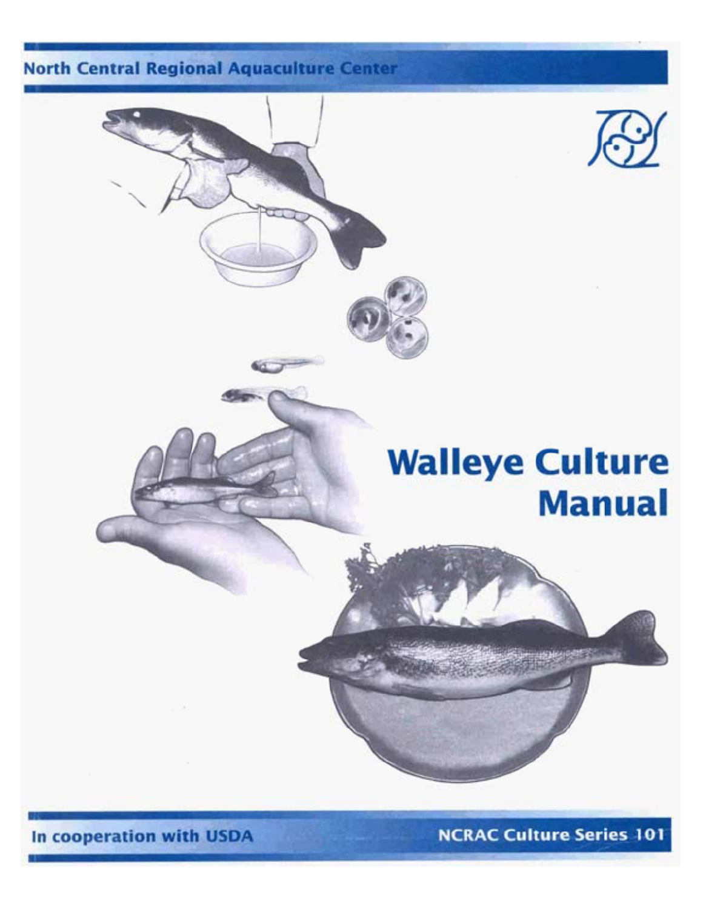North Central Regional Aquaculture Center

# Walleye Culture Manual

In cooperation with USDA

NCRAC Culture Series 101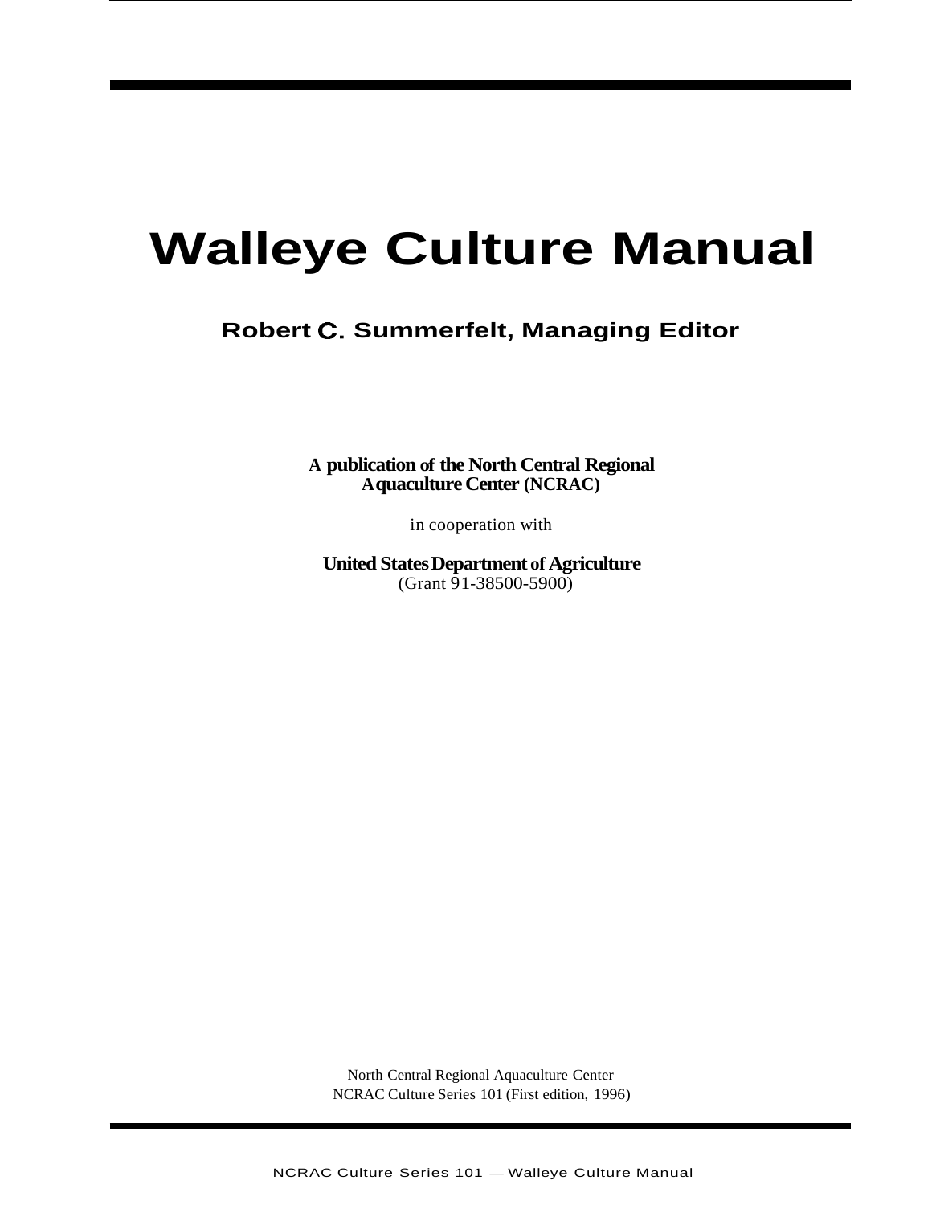# Walleye Culture Manual

## Robert C. Summerfelt, Managing Editor

**A publication of the North Central Regional Aquaculture Center (NCRAC)**

in cooperation with

**United States Department of Agriculture**
(Grant 91-38500-5900)

North Central Regional Aquaculture Center
NCRAC Culture Series 101 (First edition, 1996)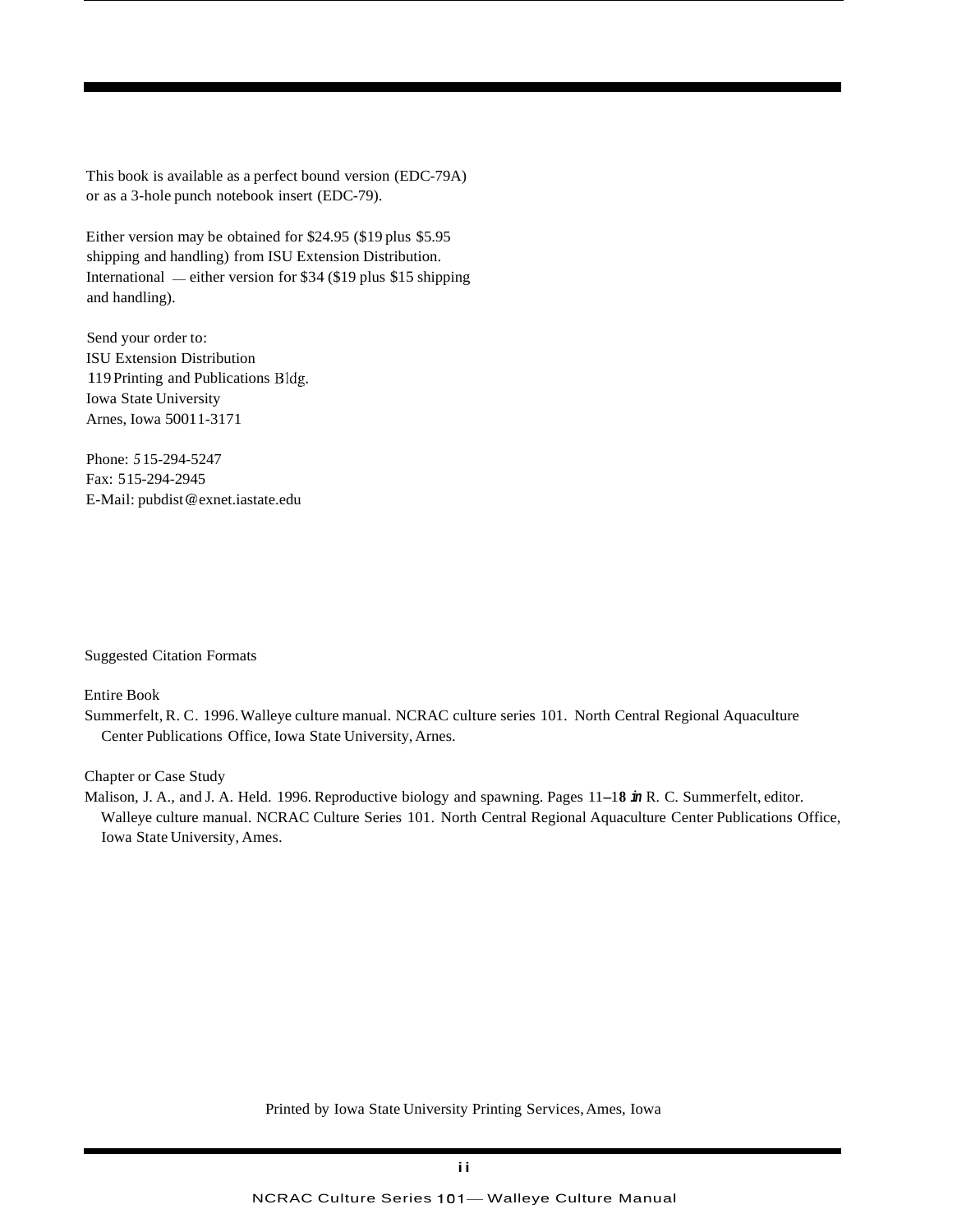This book is available as a perfect bound version (EDC-79A) or as a 3-hole punch notebook insert (EDC-79).

Either version may be obtained for $24.95 ($19 plus $5.95 shipping and handling) from ISU Extension Distribution. International — either version for $34 ($19 plus $15 shipping and handling).

Send your order to:
ISU Extension Distribution
119 Printing and Publications Bldg.
Iowa State University
Arnes, Iowa 50011-3171

Phone: 515-294-5247
Fax: 515-294-2945
E-Mail: pubdist@exnet.iastate.edu

Suggested Citation Formats

Entire Book
Summerfelt, R. C. 1996. Walleye culture manual. NCRAC culture series 101. North Central Regional Aquaculture Center Publications Office, Iowa State University, Arnes.

Chapter or Case Study
Malison, J. A., and J. A. Held. 1996. Reproductive biology and spawning. Pages 11–18 *in* R. C. Summerfelt, editor. Walleye culture manual. NCRAC Culture Series 101. North Central Regional Aquaculture Center Publications Office, Iowa State University, Ames.

Printed by Iowa State University Printing Services, Ames, Iowa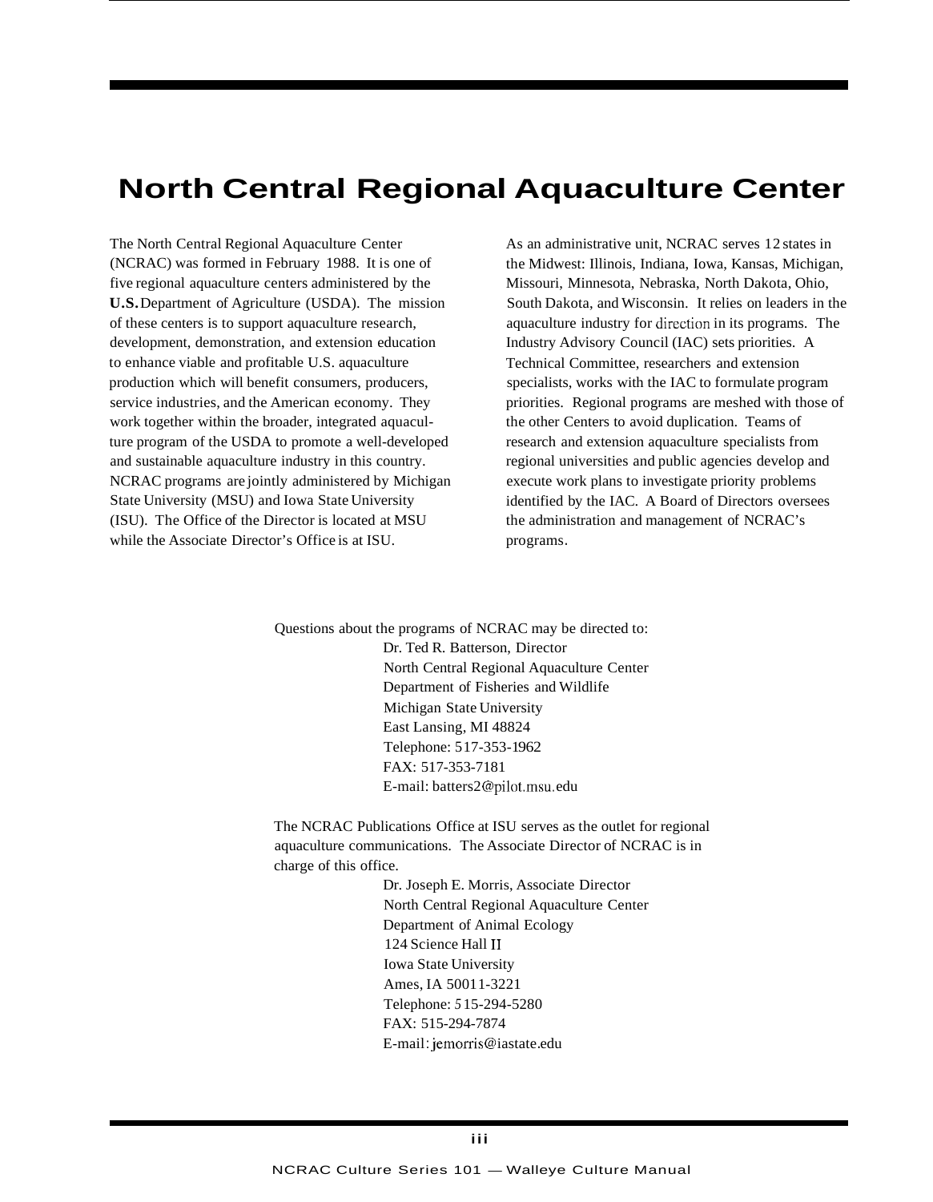# North Central Regional Aquaculture Center

The North Central Regional Aquaculture Center (NCRAC) was formed in February 1988. It is one of five regional aquaculture centers administered by the U.S. Department of Agriculture (USDA). The mission of these centers is to support aquaculture research, development, demonstration, and extension education to enhance viable and profitable U.S. aquaculture production which will benefit consumers, producers, service industries, and the American economy. They work together within the broader, integrated aquaculture program of the USDA to promote a well-developed and sustainable aquaculture industry in this country. NCRAC programs are jointly administered by Michigan State University (MSU) and Iowa State University (ISU). The Office of the Director is located at MSU while the Associate Director's Office is at ISU.

As an administrative unit, NCRAC serves 12 states in the Midwest: Illinois, Indiana, Iowa, Kansas, Michigan, Missouri, Minnesota, Nebraska, North Dakota, Ohio, South Dakota, and Wisconsin. It relies on leaders in the aquaculture industry for direction in its programs. The Industry Advisory Council (IAC) sets priorities. A Technical Committee, researchers and extension specialists, works with the IAC to formulate program priorities. Regional programs are meshed with those of the other Centers to avoid duplication. Teams of research and extension aquaculture specialists from regional universities and public agencies develop and execute work plans to investigate priority problems identified by the IAC. A Board of Directors oversees the administration and management of NCRAC's programs.

Questions about the programs of NCRAC may be directed to:

Dr. Ted R. Batterson, Director
North Central Regional Aquaculture Center
Department of Fisheries and Wildlife
Michigan State University
East Lansing, MI 48824
Telephone: 517-353-1962
FAX: 517-353-7181
E-mail: batters2@pilot.msu.edu

The NCRAC Publications Office at ISU serves as the outlet for regional aquaculture communications. The Associate Director of NCRAC is in charge of this office.

Dr. Joseph E. Morris, Associate Director
North Central Regional Aquaculture Center
Department of Animal Ecology
124 Science Hall II
Iowa State University
Ames, IA 50011-3221
Telephone: 515-294-5280
FAX: 515-294-7874
E-mail: jemorris@iastate.edu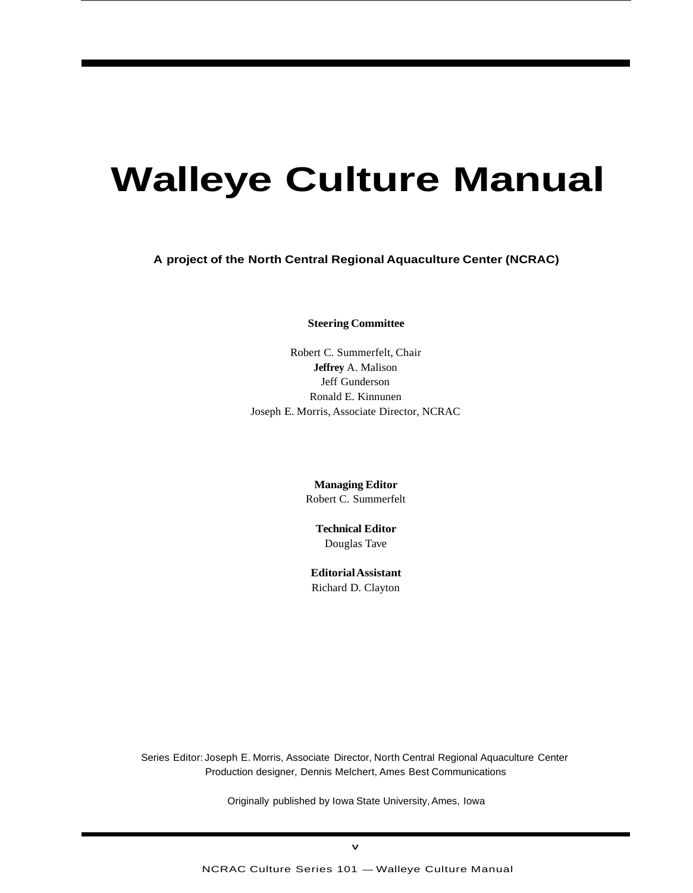# Walleye Culture Manual

**A project of the North Central Regional Aquaculture Center (NCRAC)**

**Steering Committee**

Robert C. Summerfelt, Chair
**Jeffrey** A. Malison
Jeff Gunderson
Ronald E. Kinnunen
Joseph E. Morris, Associate Director, NCRAC

**Managing Editor**
Robert C. Summerfelt

**Technical Editor**
Douglas Tave

**Editorial Assistant**
Richard D. Clayton

Series Editor: Joseph E. Morris, Associate Director, North Central Regional Aquaculture Center
Production designer, Dennis Melchert, Ames Best Communications

Originally published by Iowa State University, Ames, Iowa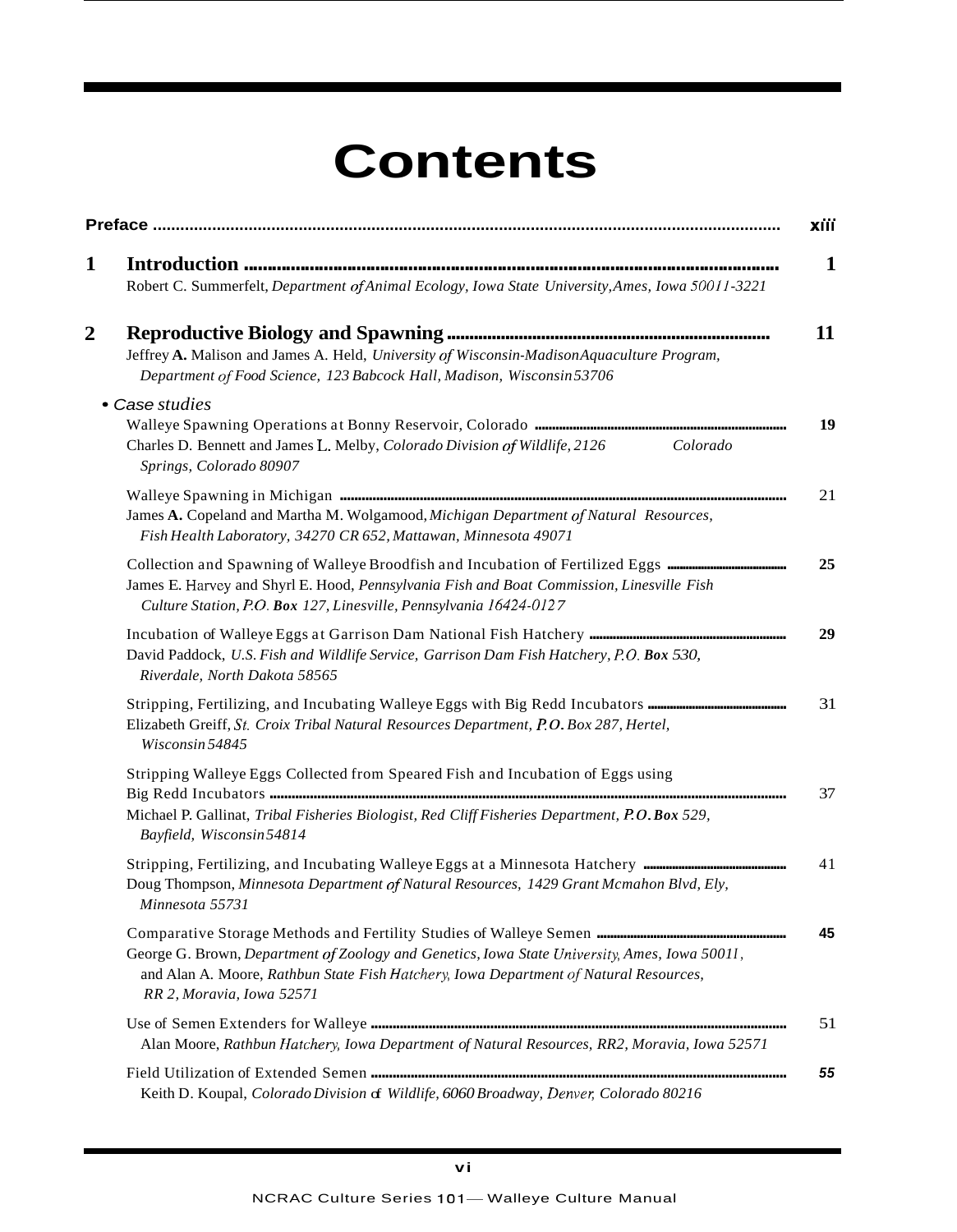# Contents

| | | |
|---|---|---|
| **Preface** | | xiii |
| **1** | **Introduction**<br>Robert C. Summerfelt, *Department of Animal Ecology, Iowa State University, Ames, Iowa 50011-3221* | **1** |
| **2** | **Reproductive Biology and Spawning**<br>Jeffrey **A.** Malison and James A. Held, *University of Wisconsin-Madison Aquaculture Program, Department of Food Science, 123 Babcock Hall, Madison, Wisconsin 53706* | **11** |

• *Case studies*

| | |
|---|---|
| Walleye Spawning Operations at Bonny Reservoir, Colorado<br>Charles D. Bennett and James L. Melby, *Colorado Division of Wildlife, 2126 Colorado Springs, Colorado 80907* | **19** |
| Walleye Spawning in Michigan<br>James **A.** Copeland and Martha M. Wolgamood, *Michigan Department of Natural Resources, Fish Health Laboratory, 34270 CR 652, Mattawan, Minnesota 49071* | 21 |
| Collection and Spawning of Walleye Broodfish and Incubation of Fertilized Eggs<br>James E. Harvey and Shyrl E. Hood, *Pennsylvania Fish and Boat Commission, Linesville Fish Culture Station, P.O.* ***Box*** *127, Linesville, Pennsylvania 16424-0127* | **25** |
| Incubation of Walleye Eggs at Garrison Dam National Fish Hatchery<br>David Paddock, *U.S. Fish and Wildlife Service, Garrison Dam Fish Hatchery, P.O.* ***Box*** *530, Riverdale, North Dakota 58565* | **29** |
| Stripping, Fertilizing, and Incubating Walleye Eggs with Big Redd Incubators<br>Elizabeth Greiff, *St. Croix Tribal Natural Resources Department,* ***P.O.*** *Box 287, Hertel, Wisconsin 54845* | 31 |
| Stripping Walleye Eggs Collected from Speared Fish and Incubation of Eggs using Big Redd Incubators<br>Michael P. Gallinat, *Tribal Fisheries Biologist, Red Cliff Fisheries Department,* ***P.O. Box*** *529, Bayfield, Wisconsin 54814* | 37 |
| Stripping, Fertilizing, and Incubating Walleye Eggs at a Minnesota Hatchery<br>Doug Thompson, *Minnesota Department of Natural Resources, 1429 Grant Mcmahon Blvd, Ely, Minnesota 55731* | 41 |
| Comparative Storage Methods and Fertility Studies of Walleye Semen<br>George G. Brown, *Department of Zoology and Genetics, Iowa State University, Ames, Iowa 50011,* and Alan A. Moore, *Rathbun State Fish Hatchery, Iowa Department of Natural Resources, RR 2, Moravia, Iowa 52571* | **45** |
| Use of Semen Extenders for Walleye<br>Alan Moore, *Rathbun Hatchery, Iowa Department of Natural Resources, RR2, Moravia, Iowa 52571* | 51 |
| Field Utilization of Extended Semen<br>Keith D. Koupal, *Colorado Division of Wildlife, 6060 Broadway, Denver, Colorado 80216* | ***55*** |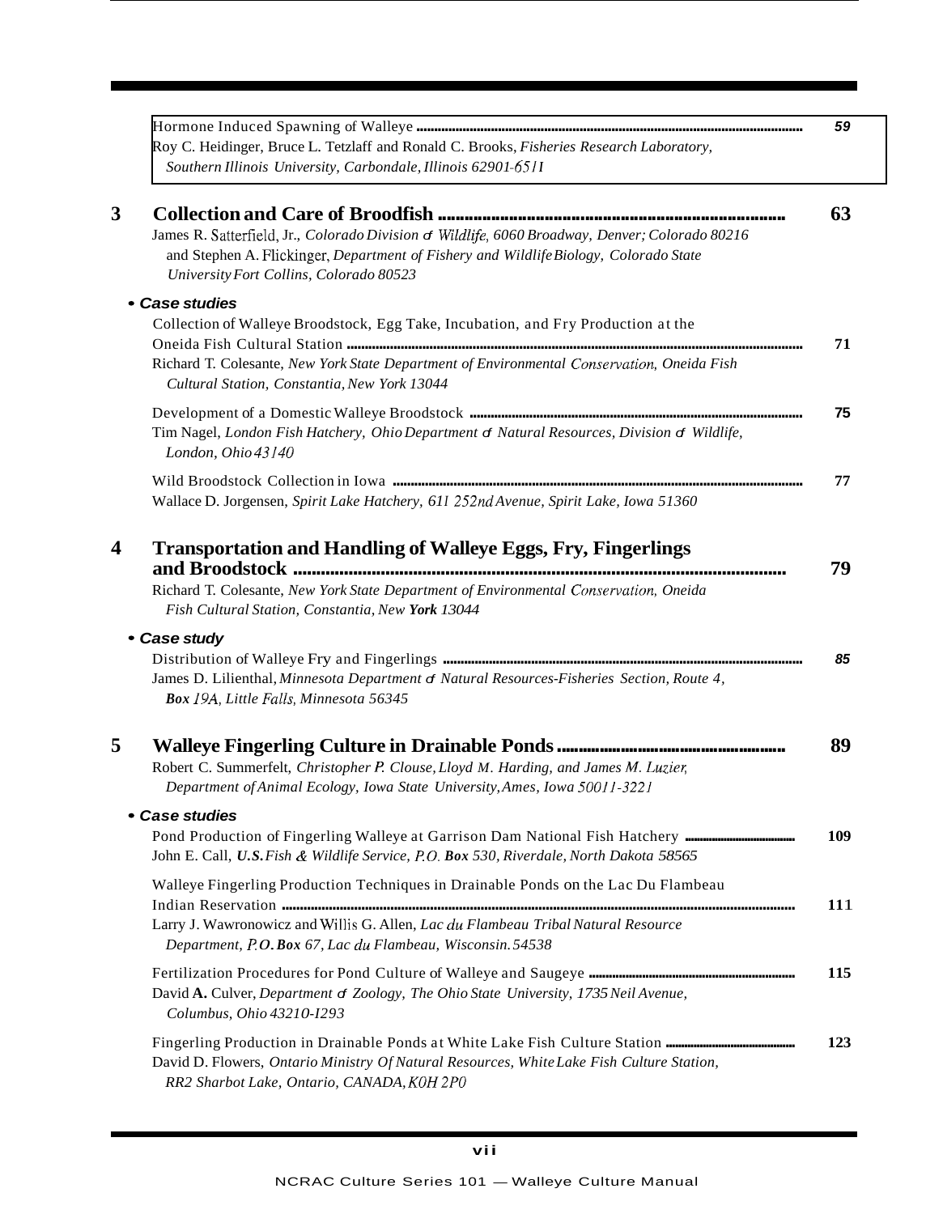Hormone Induced Spawning of Walleye ..... 59
Roy C. Heidinger, Bruce L. Tetzlaff and Ronald C. Brooks, *Fisheries Research Laboratory, Southern Illinois University, Carbondale, Illinois 62901-6511*

## 3 Collection and Care of Broodfish ..... 63

James R. Satterfield, Jr., *Colorado Division of Wildlife, 6060 Broadway, Denver; Colorado 80216* and Stephen A. Flickinger, *Department of Fishery and Wildlife Biology, Colorado State University Fort Collins, Colorado 80523*

- ***Case studies***

Collection of Walleye Broodstock, Egg Take, Incubation, and Fry Production at the Oneida Fish Cultural Station ..... 71
Richard T. Colesante, *New York State Department of Environmental Conservation, Oneida Fish Cultural Station, Constantia, New York 13044*

Development of a Domestic Walleye Broodstock ..... 75
Tim Nagel, *London Fish Hatchery, Ohio Department of Natural Resources, Division of Wildlife, London, Ohio 43140*

Wild Broodstock Collection in Iowa ..... 77
Wallace D. Jorgensen, *Spirit Lake Hatchery, 611 252nd Avenue, Spirit Lake, Iowa 51360*

## 4 Transportation and Handling of Walleye Eggs, Fry, Fingerlings and Broodstock ..... 79

Richard T. Colesante, *New York State Department of Environmental Conservation, Oneida Fish Cultural Station, Constantia, New **York** 13044*

- ***Case study***

Distribution of Walleye Fry and Fingerlings ..... 85
James D. Lilienthal, *Minnesota Department of Natural Resources-Fisheries Section, Route 4, **Box** 19A, Little Falls, Minnesota 56345*

## 5 Walleye Fingerling Culture in Drainable Ponds ..... 89

Robert C. Summerfelt, *Christopher P. Clouse, Lloyd M. Harding, and James M. Luzier, Department of Animal Ecology, Iowa State University, Ames, Iowa 50011-3221*

- ***Case studies***

Pond Production of Fingerling Walleye at Garrison Dam National Fish Hatchery ..... 109
John E. Call, ***U.S.** Fish & Wildlife Service, P.O. **Box** 530, Riverdale, North Dakota 58565*

Walleye Fingerling Production Techniques in Drainable Ponds on the Lac Du Flambeau Indian Reservation ..... 111
Larry J. Wawronowicz and Willis G. Allen, *Lac du Flambeau Tribal Natural Resource Department, P.O. **Box** 67, Lac du Flambeau, Wisconsin. 54538*

Fertilization Procedures for Pond Culture of Walleye and Saugeye ..... 115
David **A.** Culver, *Department of Zoology, The Ohio State University, 1735 Neil Avenue, Columbus, Ohio 43210-1293*

Fingerling Production in Drainable Ponds at White Lake Fish Culture Station ..... 123
David D. Flowers, *Ontario Ministry Of Natural Resources, White Lake Fish Culture Station, RR2 Sharbot Lake, Ontario, CANADA, K0H 2P0*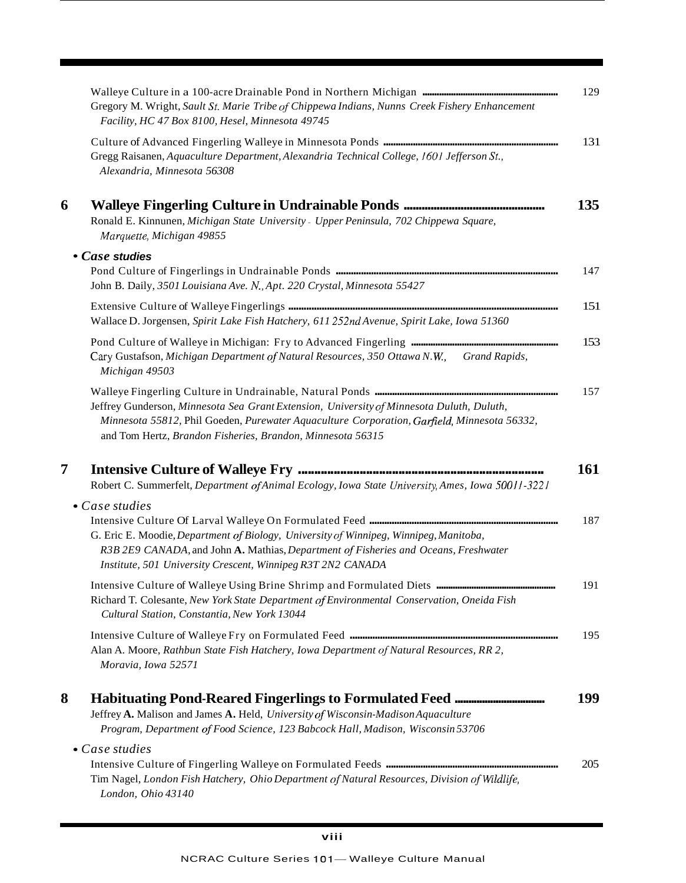Walleye Culture in a 100-acre Drainable Pond in Northern Michigan ........ 129
Gregory M. Wright, *Sault St. Marie Tribe of Chippewa Indians, Nunns Creek Fishery Enhancement Facility, HC 47 Box 8100, Hesel, Minnesota 49745*

Culture of Advanced Fingerling Walleye in Minnesota Ponds ........ 131
Gregg Raisanen, *Aquaculture Department, Alexandria Technical College, 1601 Jefferson St., Alexandria, Minnesota 56308*

## 6 Walleye Fingerling Culture in Undrainable Ponds ........ 135

Ronald E. Kinnunen, *Michigan State University - Upper Peninsula, 702 Chippewa Square, Marquette, Michigan 49855*

**• *Case studies***

Pond Culture of Fingerlings in Undrainable Ponds ........ 147
John B. Daily, *3501 Louisiana Ave. N., Apt. 220 Crystal, Minnesota 55427*

Extensive Culture of Walleye Fingerlings ........ 151
Wallace D. Jorgensen, *Spirit Lake Fish Hatchery, 611 252nd Avenue, Spirit Lake, Iowa 51360*

Pond Culture of Walleye in Michigan: Fry to Advanced Fingerling ........ 153
Cary Gustafson, *Michigan Department of Natural Resources, 350 Ottawa N.W., Grand Rapids, Michigan 49503*

Walleye Fingerling Culture in Undrainable, Natural Ponds ........ 157
Jeffrey Gunderson, *Minnesota Sea Grant Extension, University of Minnesota Duluth, Duluth, Minnesota 55812,* Phil Goeden, *Purewater Aquaculture Corporation, Garfield, Minnesota 56332,* and Tom Hertz, *Brandon Fisheries, Brandon, Minnesota 56315*

## 7 Intensive Culture of Walleye Fry ........ 161

Robert C. Summerfelt, *Department of Animal Ecology, Iowa State University, Ames, Iowa 50011-3221*

• *Case studies*

Intensive Culture Of Larval Walleye On Formulated Feed ........ 187
G. Eric E. Moodie, *Department of Biology, University of Winnipeg, Winnipeg, Manitoba, R3B 2E9 CANADA,* and John **A.** Mathias, *Department of Fisheries and Oceans, Freshwater Institute, 501 University Crescent, Winnipeg R3T 2N2 CANADA*

Intensive Culture of Walleye Using Brine Shrimp and Formulated Diets ........ 191
Richard T. Colesante, *New York State Department of Environmental Conservation, Oneida Fish Cultural Station, Constantia, New York 13044*

Intensive Culture of Walleye Fry on Formulated Feed ........ 195
Alan A. Moore, *Rathbun State Fish Hatchery, Iowa Department of Natural Resources, RR 2, Moravia, Iowa 52571*

## 8 Habituating Pond-Reared Fingerlings to Formulated Feed ........ 199

Jeffrey **A.** Malison and James **A.** Held, *University of Wisconsin-Madison Aquaculture Program, Department of Food Science, 123 Babcock Hall, Madison, Wisconsin 53706*

• *Case studies*

Intensive Culture of Fingerling Walleye on Formulated Feeds ........ 205
Tim Nagel, *London Fish Hatchery, Ohio Department of Natural Resources, Division of Wildlife, London, Ohio 43140*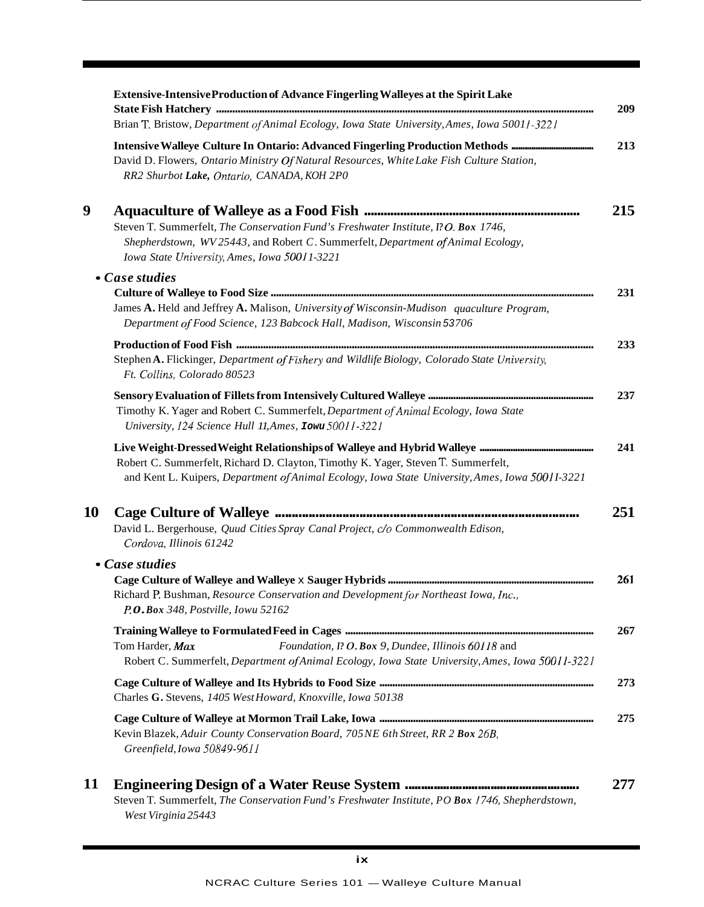**Extensive-Intensive Production of Advance Fingerling Walleyes at the Spirit Lake State Fish Hatchery** ........................................ 209
Brian T. Bristow, *Department of Animal Ecology, Iowa State University, Ames, Iowa 50011-3221*

**Intensive Walleye Culture In Ontario: Advanced Fingerling Production Methods** ........................................ 213
David D. Flowers, *Ontario Ministry Of Natural Resources, White Lake Fish Culture Station, RR2 Shurbot* ***Lake,*** *Ontario, CANADA, KOH 2P0*

## 9 Aquaculture of Walleye as a Food Fish ........................................ 215

Steven T. Summerfelt, *The Conservation Fund's Freshwater Institute, P. O.* ***Box*** *1746, Shepherdstown, WV 25443,* and Robert C. Summerfelt, *Department of Animal Ecology, Iowa State University, Ames, Iowa 50011-3221*

- ***Case studies***

**Culture of Walleye to Food Size** ........................................ 231
James **A.** Held and Jeffrey **A.** Malison, *University of Wisconsin-Mudison quaculture Program, Department of Food Science, 123 Babcock Hall, Madison, Wisconsin 53706*

**Production of Food Fish** ........................................ 233
Stephen **A.** Flickinger, *Department of Fishery and Wildlife Biology, Colorado State University, Ft. Collins, Colorado 80523*

**Sensory Evaluation of Fillets from Intensively Cultured Walleye** ........................................ 237
Timothy K. Yager and Robert C. Summerfelt, *Department of Animal Ecology, Iowa State University, 124 Science Hull 11, Ames,* ***Iowu*** *50011-3221*

**Live Weight-Dressed Weight Relationships of Walleye and Hybrid Walleye** ........................................ 241
Robert C. Summerfelt, Richard D. Clayton, Timothy K. Yager, Steven T. Summerfelt, and Kent L. Kuipers, *Department of Animal Ecology, Iowa State University, Ames, Iowa 50011-3221*

## 10 Cage Culture of Walleye ........................................ 251

David L. Bergerhouse, *Quud Cities Spray Canal Project, c/o Commonwealth Edison, Cordova, Illinois 61242*

- ***Case studies***

**Cage Culture of Walleye and Walleye x Sauger Hybrids** ........................................ 261
Richard P. Bushman, *Resource Conservation and Development for Northeast Iowa, Inc.,* ***P.O. Box*** *348, Postville, Iowu 52162*

**Training Walleye to Formulated Feed in Cages** ........................................ 267
Tom Harder, ***Max*** *Foundation, P. O.* ***Box*** *9, Dundee, Illinois 60118* and
Robert C. Summerfelt, *Department of Animal Ecology, Iowa State University, Ames, Iowa 50011-3221*

**Cage Culture of Walleye and Its Hybrids to Food Size** ........................................ 273
Charles **G.** Stevens, *1405 West Howard, Knoxville, Iowa 50138*

**Cage Culture of Walleye at Mormon Trail Lake, Iowa** ........................................ 275
Kevin Blazek, *Aduir County Conservation Board, 705 NE 6th Street, RR 2* ***Box*** *26B, Greenfield, Iowa 50849-9611*

## 11 Engineering Design of a Water Reuse System ........................................ 277

Steven T. Summerfelt, *The Conservation Fund's Freshwater Institute, PO* ***Box*** *1746, Shepherdstown, West Virginia 25443*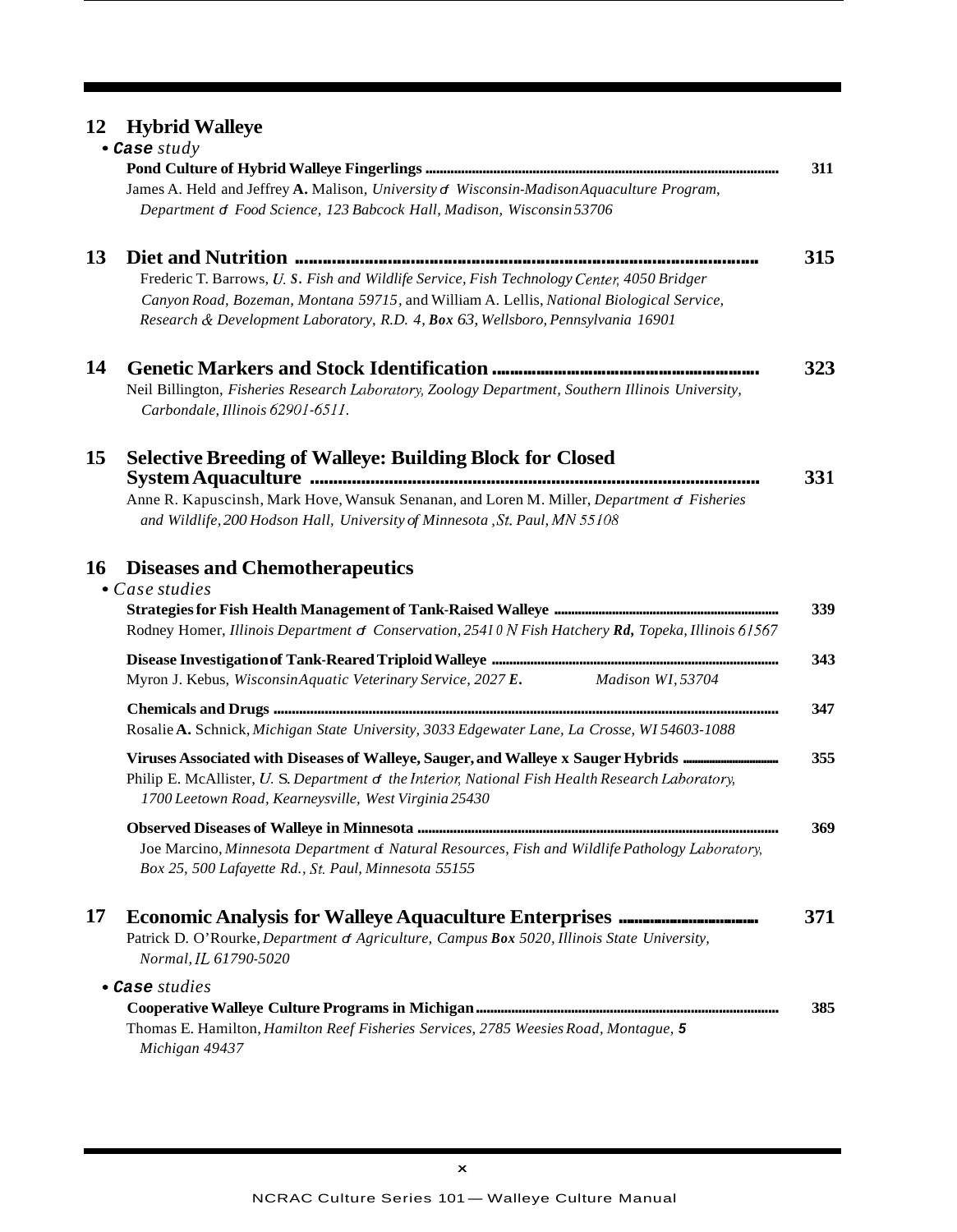## 12 Hybrid Walleye

• **Case** *study*

**Pond Culture of Hybrid Walleye Fingerlings** .......... 311

James A. Held and Jeffrey **A.** Malison, *University of Wisconsin-Madison Aquaculture Program, Department of Food Science, 123 Babcock Hall, Madison, Wisconsin 53706*

## 13 Diet and Nutrition .......... 315

Frederic T. Barrows, *U. S. Fish and Wildlife Service, Fish Technology Center, 4050 Bridger Canyon Road, Bozeman, Montana 59715*, and William A. Lellis, *National Biological Service, Research & Development Laboratory, R.D. 4, Box 63, Wellsboro, Pennsylvania 16901*

## 14 Genetic Markers and Stock Identification .......... 323

Neil Billington, *Fisheries Research Laboratory, Zoology Department, Southern Illinois University, Carbondale, Illinois 62901-6511.*

## 15 Selective Breeding of Walleye: Building Block for Closed System Aquaculture .......... 331

Anne R. Kapuscinsh, Mark Hove, Wansuk Senanan, and Loren M. Miller, *Department of Fisheries and Wildlife, 200 Hodson Hall, University of Minnesota, St. Paul, MN 55108*

## 16 Diseases and Chemotherapeutics

• *Case studies*

**Strategies for Fish Health Management of Tank-Raised Walleye** .......... 339

Rodney Horner, *Illinois Department of Conservation, 25410 N Fish Hatchery Rd, Topeka, Illinois 61567*

**Disease Investigation of Tank-Reared Triploid Walleye** .......... 343

Myron J. Kebus, *Wisconsin Aquatic Veterinary Service, 2027 E. Madison WI, 53704*

**Chemicals and Drugs** .......... 347

Rosalie **A.** Schnick, *Michigan State University, 3033 Edgewater Lane, La Crosse, WI 54603-1088*

**Viruses Associated with Diseases of Walleye, Sauger, and Walleye x Sauger Hybrids** .......... 355

Philip E. McAllister, *U. S. Department of the Interior, National Fish Health Research Laboratory, 1700 Leetown Road, Kearneysville, West Virginia 25430*

**Observed Diseases of Walleye in Minnesota** .......... 369

Joe Marcino, *Minnesota Department of Natural Resources, Fish and Wildlife Pathology Laboratory, Box 25, 500 Lafayette Rd., St. Paul, Minnesota 55155*

## 17 Economic Analysis for Walleye Aquaculture Enterprises .......... 371

Patrick D. O'Rourke, *Department of Agriculture, Campus Box 5020, Illinois State University, Normal, IL 61790-5020*

• **Case** *studies*

**Cooperative Walleye Culture Programs in Michigan** .......... 385

Thomas E. Hamilton, *Hamilton Reef Fisheries Services, 2785 Weesies Road, Montague, 5 Michigan 49437*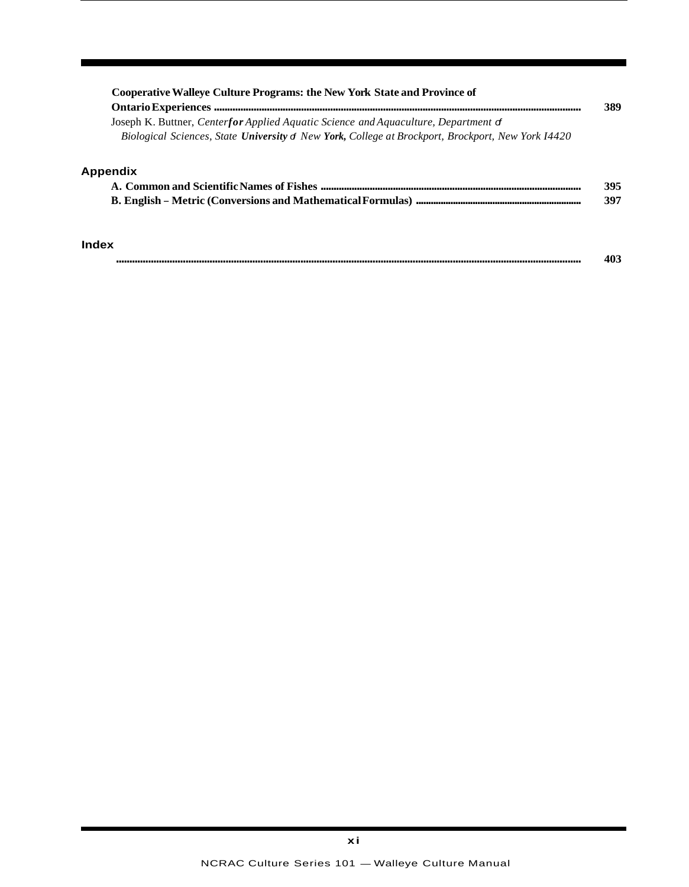**Cooperative Walleye Culture Programs: the New York State and Province of Ontario Experiences** ........ **389**

Joseph K. Buttner, *Center for Applied Aquatic Science and Aquaculture, Department of Biological Sciences, State University of New York, College at Brockport, Brockport, New York 14420*

## Appendix

**A. Common and Scientific Names of Fishes** ........ **395**

**B. English – Metric (Conversions and Mathematical Formulas)** ........ **397**

## Index

........ **403**